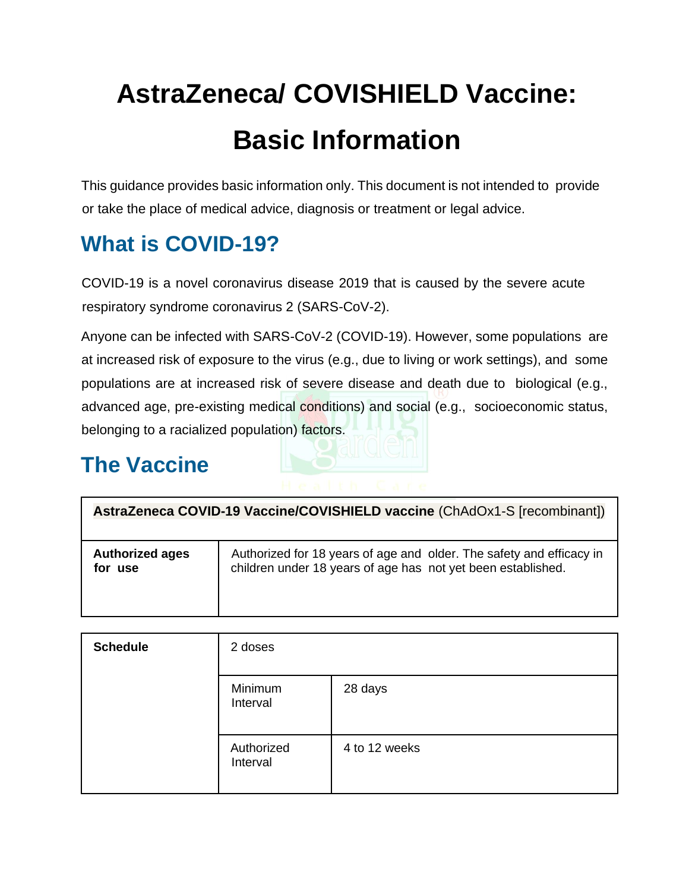# AstraZeneca/ COVISHIELD Vaccine: Basic Information

This guidance provides basic information only. This document is not intended to provide or take the place of medical advice, diagnosis or treatment or legal advice.

## What is COVID-19?

COVID-19 is a novel coronavirus disease 2019 that is caused by the severe acute respiratory syndrome coronavirus 2 (SARS-CoV-2).

Anyone can be infected with SARS-CoV-2 (COVID-19). However, some populations are at increased risk of exposure to the virus (e.g., due to living or work settings), and some populations are at increased risk of severe disease and death due to biological (e.g., advanced age, pre-existing medical conditions) and social (e.g., socioeconomic status, belonging to a racialized population) factors.

## The Vaccine

| **AstraZeneca COVID-19 Vaccine/COVISHIELD vaccine** (ChAdOx1-S [recombinant]) | |
|---|---|
| **Authorized ages for use** | Authorized for 18 years of age and older. The safety and efficacy in children under 18 years of age has not yet been established. |

| **Schedule** | 2 doses | |
|---|---|---|
| | Minimum Interval | 28 days |
| | Authorized Interval | 4 to 12 weeks |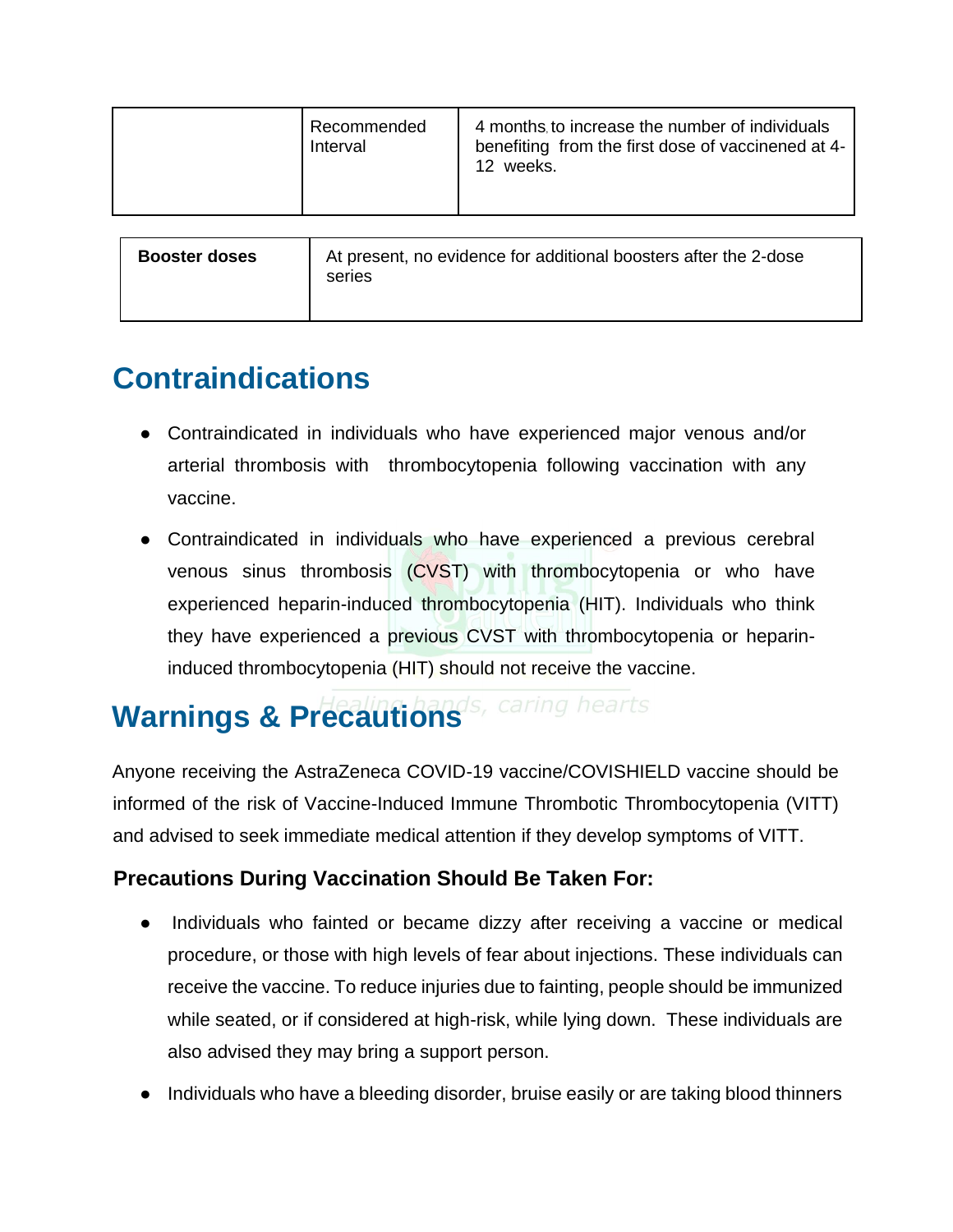| | Recommended Interval | 4 months to increase the number of individuals benefiting from the first dose of vaccinened at 4-12 weeks. |
|---|---|---|

| **Booster doses** | At present, no evidence for additional boosters after the 2-dose series |
|---|---|

## Contraindications

- Contraindicated in individuals who have experienced major venous and/or arterial thrombosis with thrombocytopenia following vaccination with any vaccine.
- Contraindicated in individuals who have experienced a previous cerebral venous sinus thrombosis (CVST) with thrombocytopenia or who have experienced heparin-induced thrombocytopenia (HIT). Individuals who think they have experienced a previous CVST with thrombocytopenia or heparin-induced thrombocytopenia (HIT) should not receive the vaccine.

## Warnings & Precautions

Anyone receiving the AstraZeneca COVID-19 vaccine/COVISHIELD vaccine should be informed of the risk of Vaccine-Induced Immune Thrombotic Thrombocytopenia (VITT) and advised to seek immediate medical attention if they develop symptoms of VITT.

### Precautions During Vaccination Should Be Taken For:

- Individuals who fainted or became dizzy after receiving a vaccine or medical procedure, or those with high levels of fear about injections. These individuals can receive the vaccine. To reduce injuries due to fainting, people should be immunized while seated, or if considered at high-risk, while lying down. These individuals are also advised they may bring a support person.
- Individuals who have a bleeding disorder, bruise easily or are taking blood thinners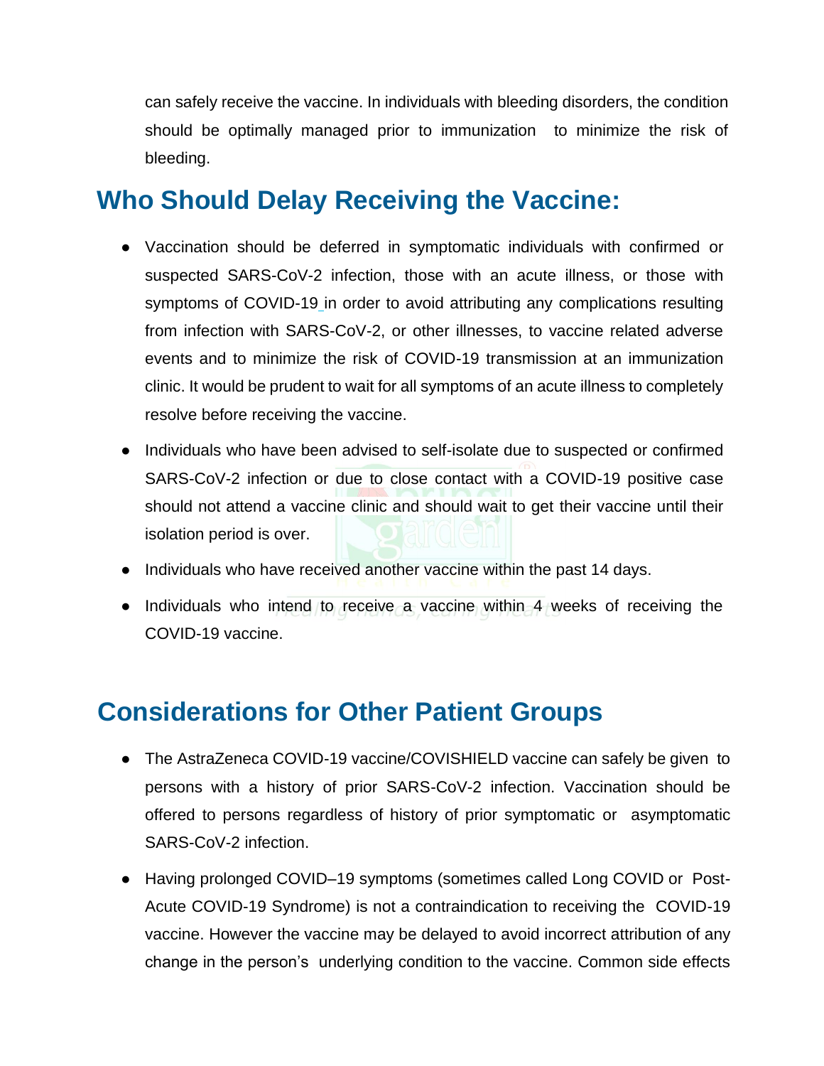can safely receive the vaccine. In individuals with bleeding disorders, the condition should be optimally managed prior to immunization to minimize the risk of bleeding.

## Who Should Delay Receiving the Vaccine:

- Vaccination should be deferred in symptomatic individuals with confirmed or suspected SARS-CoV-2 infection, those with an acute illness, or those with symptoms of COVID-19 in order to avoid attributing any complications resulting from infection with SARS-CoV-2, or other illnesses, to vaccine related adverse events and to minimize the risk of COVID-19 transmission at an immunization clinic. It would be prudent to wait for all symptoms of an acute illness to completely resolve before receiving the vaccine.
- Individuals who have been advised to self-isolate due to suspected or confirmed SARS-CoV-2 infection or due to close contact with a COVID-19 positive case should not attend a vaccine clinic and should wait to get their vaccine until their isolation period is over.
- Individuals who have received another vaccine within the past 14 days.
- Individuals who intend to receive a vaccine within 4 weeks of receiving the COVID-19 vaccine.

## Considerations for Other Patient Groups

- The AstraZeneca COVID-19 vaccine/COVISHIELD vaccine can safely be given to persons with a history of prior SARS-CoV-2 infection. Vaccination should be offered to persons regardless of history of prior symptomatic or asymptomatic SARS-CoV-2 infection.
- Having prolonged COVID–19 symptoms (sometimes called Long COVID or Post-Acute COVID-19 Syndrome) is not a contraindication to receiving the COVID-19 vaccine. However the vaccine may be delayed to avoid incorrect attribution of any change in the person's underlying condition to the vaccine. Common side effects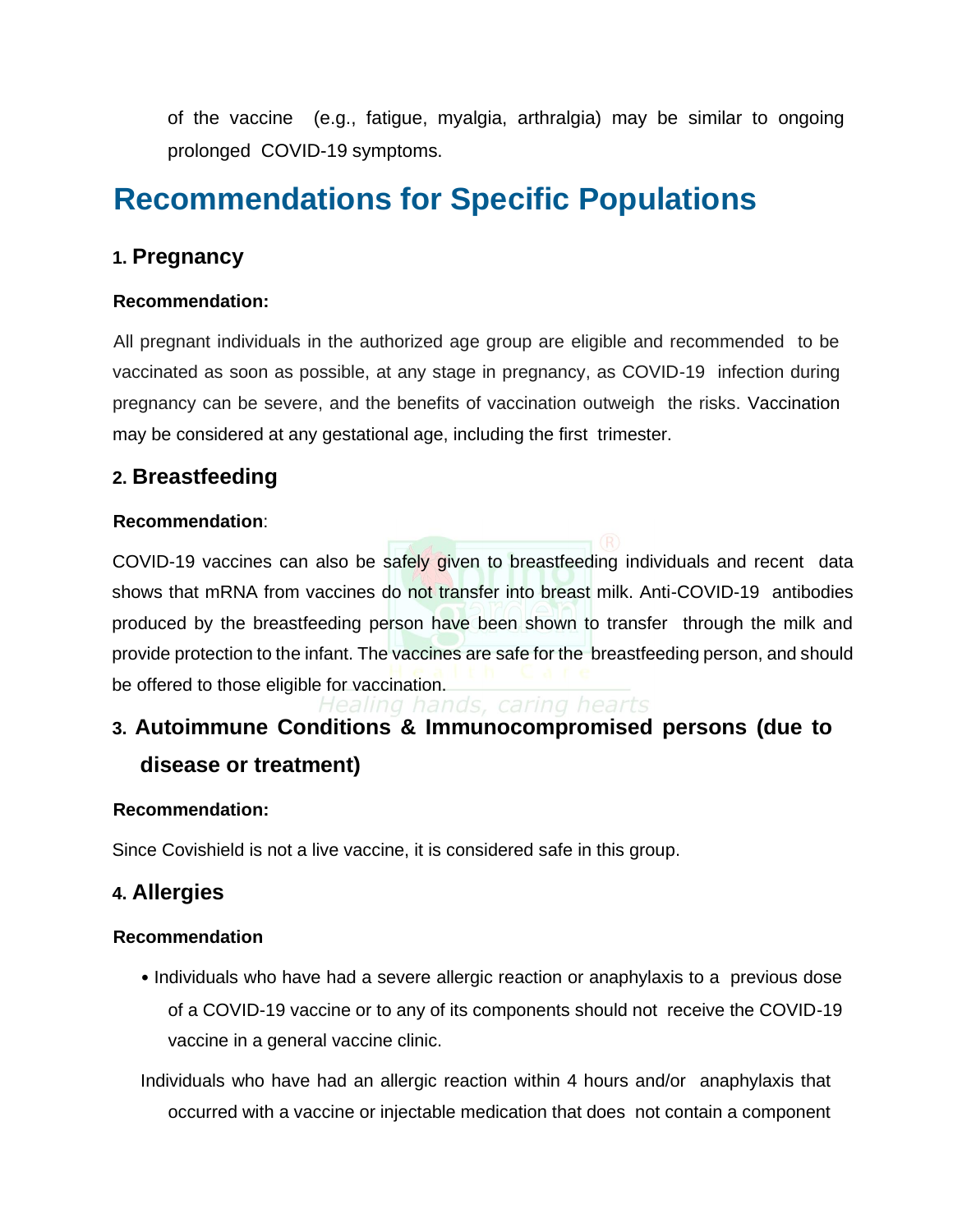of the vaccine (e.g., fatigue, myalgia, arthralgia) may be similar to ongoing prolonged COVID-19 symptoms.

# Recommendations for Specific Populations

## 1. Pregnancy

**Recommendation:**

All pregnant individuals in the authorized age group are eligible and recommended to be vaccinated as soon as possible, at any stage in pregnancy, as COVID-19 infection during pregnancy can be severe, and the benefits of vaccination outweigh the risks. Vaccination may be considered at any gestational age, including the first trimester.

## 2. Breastfeeding

**Recommendation**:

COVID-19 vaccines can also be safely given to breastfeeding individuals and recent data shows that mRNA from vaccines do not transfer into breast milk. Anti-COVID-19 antibodies produced by the breastfeeding person have been shown to transfer through the milk and provide protection to the infant. The vaccines are safe for the breastfeeding person, and should be offered to those eligible for vaccination.

## 3. Autoimmune Conditions & Immunocompromised persons (due to disease or treatment)

**Recommendation:**

Since Covishield is not a live vaccine, it is considered safe in this group.

## 4. Allergies

**Recommendation**

- Individuals who have had a severe allergic reaction or anaphylaxis to a previous dose of a COVID-19 vaccine or to any of its components should not receive the COVID-19 vaccine in a general vaccine clinic.

Individuals who have had an allergic reaction within 4 hours and/or anaphylaxis that occurred with a vaccine or injectable medication that does not contain a component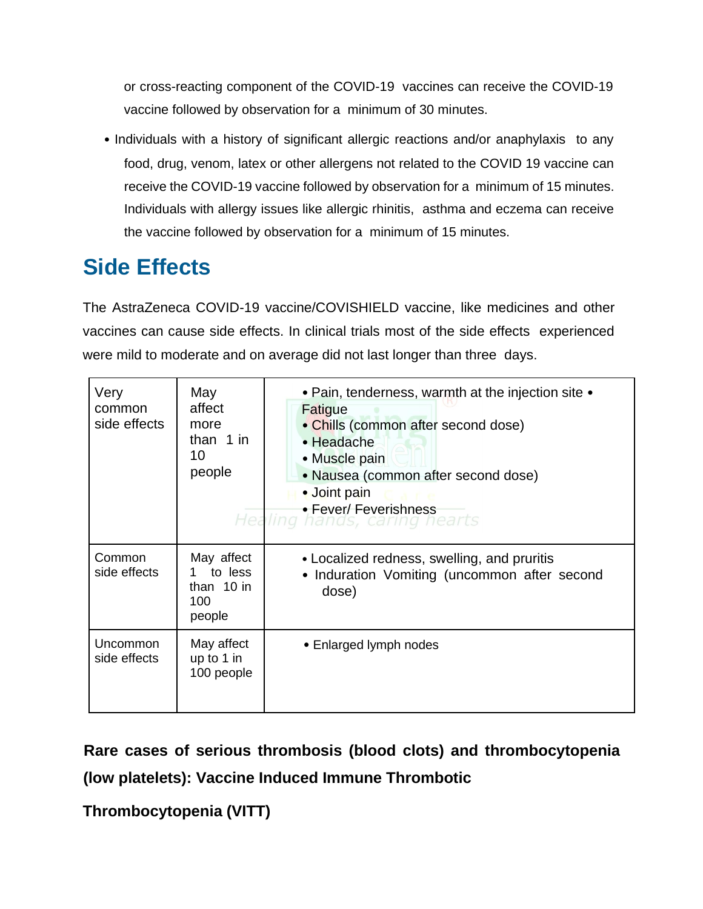or cross-reacting component of the COVID-19 vaccines can receive the COVID-19 vaccine followed by observation for a minimum of 30 minutes.

- Individuals with a history of significant allergic reactions and/or anaphylaxis to any food, drug, venom, latex or other allergens not related to the COVID 19 vaccine can receive the COVID-19 vaccine followed by observation for a minimum of 15 minutes. Individuals with allergy issues like allergic rhinitis, asthma and eczema can receive the vaccine followed by observation for a minimum of 15 minutes.

## Side Effects

The AstraZeneca COVID-19 vaccine/COVISHIELD vaccine, like medicines and other vaccines can cause side effects. In clinical trials most of the side effects experienced were mild to moderate and on average did not last longer than three days.

| | | |
|---|---|---|
| Very common side effects | May affect more than 1 in 10 people | • Pain, tenderness, warmth at the injection site • Fatigue<br>• Chills (common after second dose)<br>• Headache<br>• Muscle pain<br>• Nausea (common after second dose)<br>• Joint pain<br>• Fever/ Feverishness |
| Common side effects | May affect 1 to less than 10 in 100 people | • Localized redness, swelling, and pruritis<br>• Induration Vomiting (uncommon after second dose) |
| Uncommon side effects | May affect up to 1 in 100 people | • Enlarged lymph nodes |

**Rare cases of serious thrombosis (blood clots) and thrombocytopenia (low platelets): Vaccine Induced Immune Thrombotic Thrombocytopenia (VITT)**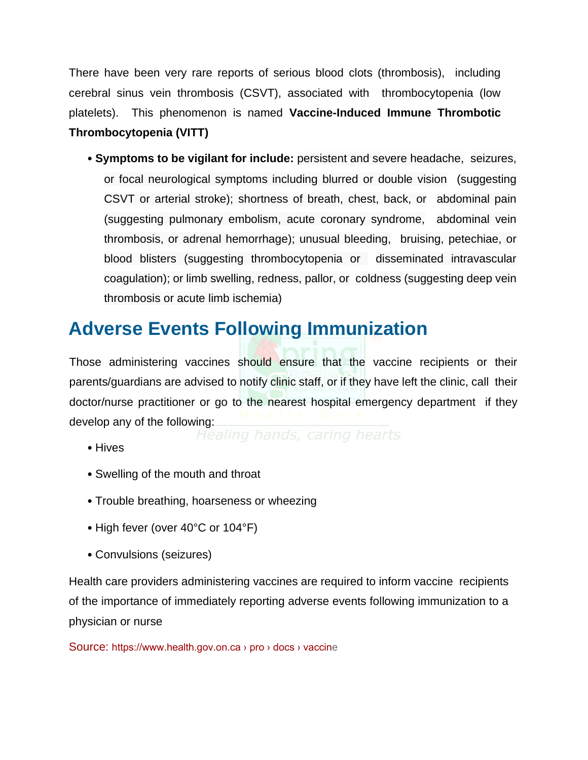There have been very rare reports of serious blood clots (thrombosis), including cerebral sinus vein thrombosis (CSVT), associated with thrombocytopenia (low platelets). This phenomenon is named **Vaccine-Induced Immune Thrombotic Thrombocytopenia (VITT)**

- **Symptoms to be vigilant for include:** persistent and severe headache, seizures, or focal neurological symptoms including blurred or double vision (suggesting CSVT or arterial stroke); shortness of breath, chest, back, or abdominal pain (suggesting pulmonary embolism, acute coronary syndrome, abdominal vein thrombosis, or adrenal hemorrhage); unusual bleeding, bruising, petechiae, or blood blisters (suggesting thrombocytopenia or disseminated intravascular coagulation); or limb swelling, redness, pallor, or coldness (suggesting deep vein thrombosis or acute limb ischemia)

## Adverse Events Following Immunization

Those administering vaccines should ensure that the vaccine recipients or their parents/guardians are advised to notify clinic staff, or if they have left the clinic, call their doctor/nurse practitioner or go to the nearest hospital emergency department if they develop any of the following:

- Hives
- Swelling of the mouth and throat
- Trouble breathing, hoarseness or wheezing
- High fever (over 40°C or 104°F)
- Convulsions (seizures)

Health care providers administering vaccines are required to inform vaccine recipients of the importance of immediately reporting adverse events following immunization to a physician or nurse

Source: https://www.health.gov.on.ca › pro › docs › vaccine